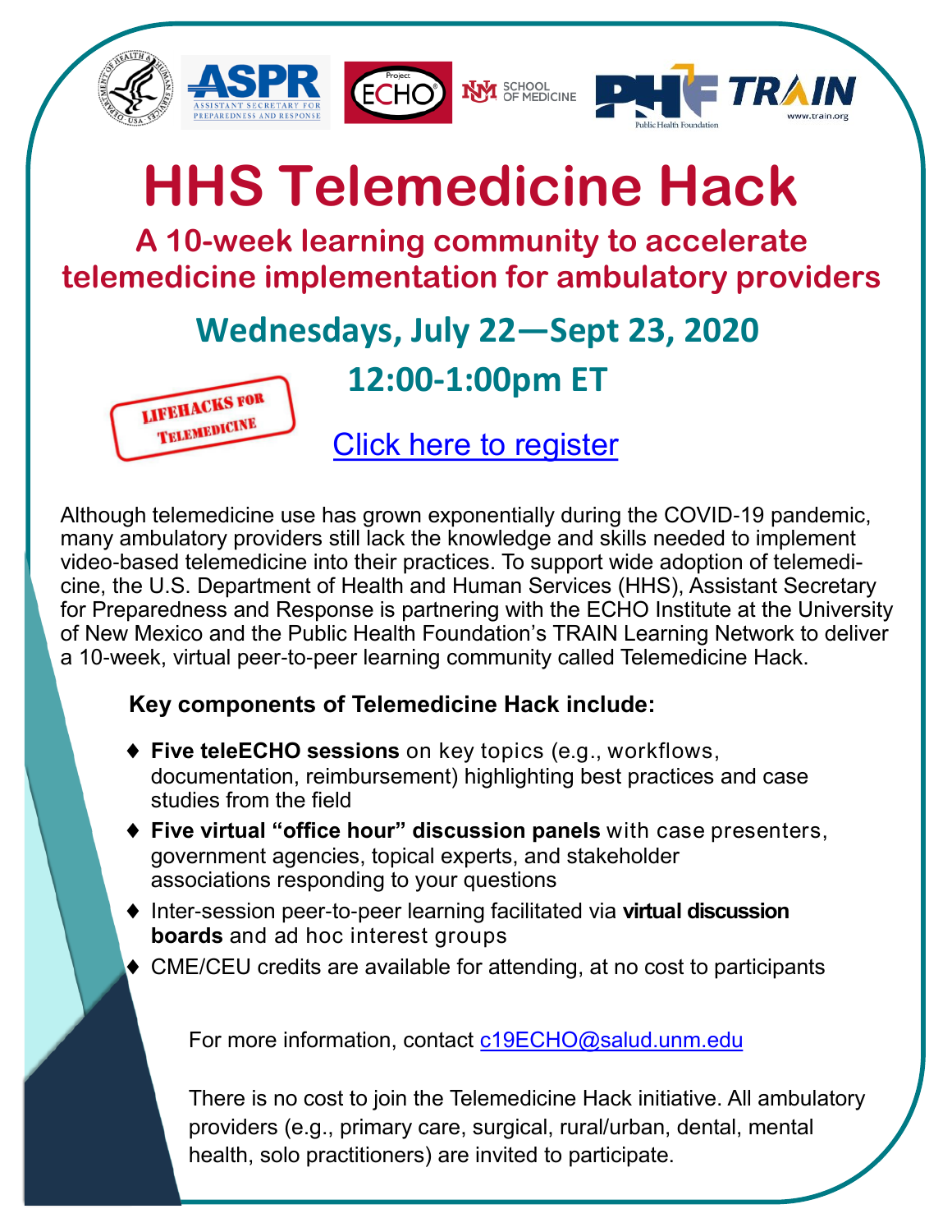# HHS Telemedicine Hack

## A 10-week learning community to accelerate telemedicine implementation for ambulatory providers

### Wednesdays, July 22—Sept 23, 2020

### 12:00-1:00pm ET

LIFEHACKS FOR TELEMEDICINE

Click here to register

Although telemedicine use has grown exponentially during the COVID-19 pandemic, many ambulatory providers still lack the knowledge and skills needed to implement video-based telemedicine into their practices. To support wide adoption of telemedicine, the U.S. Department of Health and Human Services (HHS), Assistant Secretary for Preparedness and Response is partnering with the ECHO Institute at the University of New Mexico and the Public Health Foundation's TRAIN Learning Network to deliver a 10-week, virtual peer-to-peer learning community called Telemedicine Hack.

**Key components of Telemedicine Hack include:**

- **Five teleECHO sessions** on key topics (e.g., workflows, documentation, reimbursement) highlighting best practices and case studies from the field
- **Five virtual "office hour" discussion panels** with case presenters, government agencies, topical experts, and stakeholder associations responding to your questions
- Inter-session peer-to-peer learning facilitated via **virtual discussion boards** and ad hoc interest groups
- CME/CEU credits are available for attending, at no cost to participants

For more information, contact c19ECHO@salud.unm.edu

There is no cost to join the Telemedicine Hack initiative. All ambulatory providers (e.g., primary care, surgical, rural/urban, dental, mental health, solo practitioners) are invited to participate.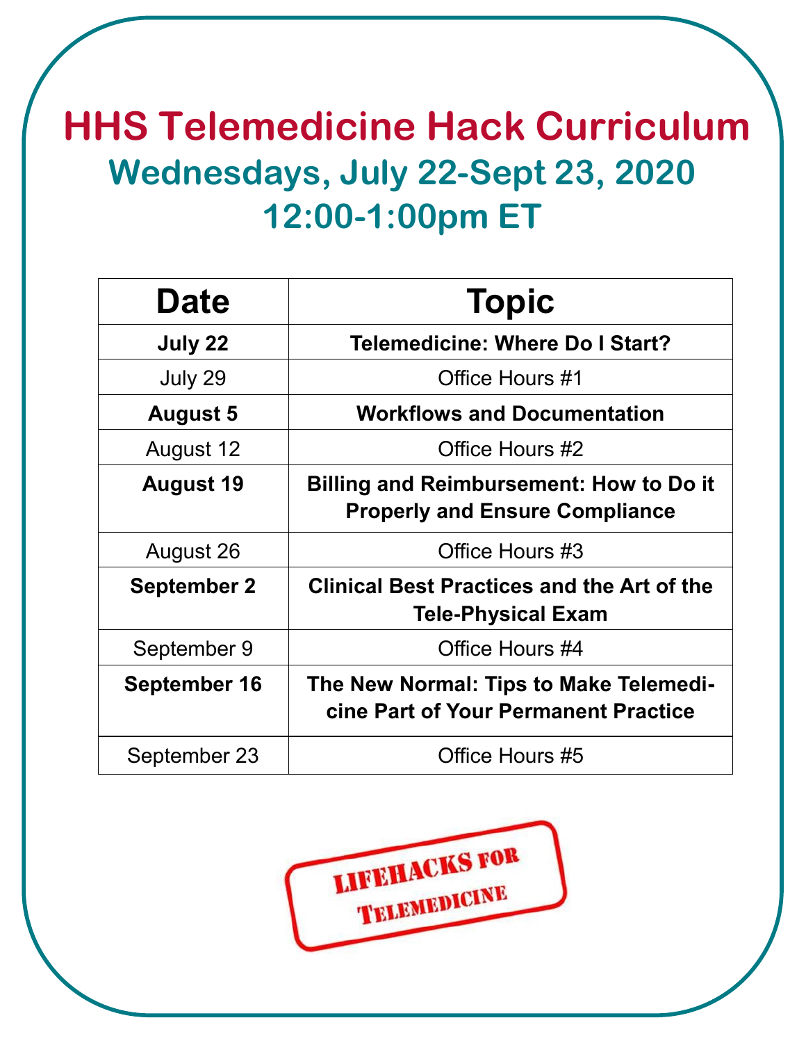# HHS Telemedicine Hack Curriculum

## Wednesdays, July 22-Sept 23, 2020

## 12:00-1:00pm ET

| Date | Topic |
|---|---|
| **July 22** | **Telemedicine: Where Do I Start?** |
| July 29 | Office Hours #1 |
| **August 5** | **Workflows and Documentation** |
| August 12 | Office Hours #2 |
| **August 19** | **Billing and Reimbursement: How to Do it Properly and Ensure Compliance** |
| August 26 | Office Hours #3 |
| **September 2** | **Clinical Best Practices and the Art of the Tele-Physical Exam** |
| September 9 | Office Hours #4 |
| **September 16** | **The New Normal: Tips to Make Telemedicine Part of Your Permanent Practice** |
| September 23 | Office Hours #5 |

LIFEHACKS FOR TELEMEDICINE